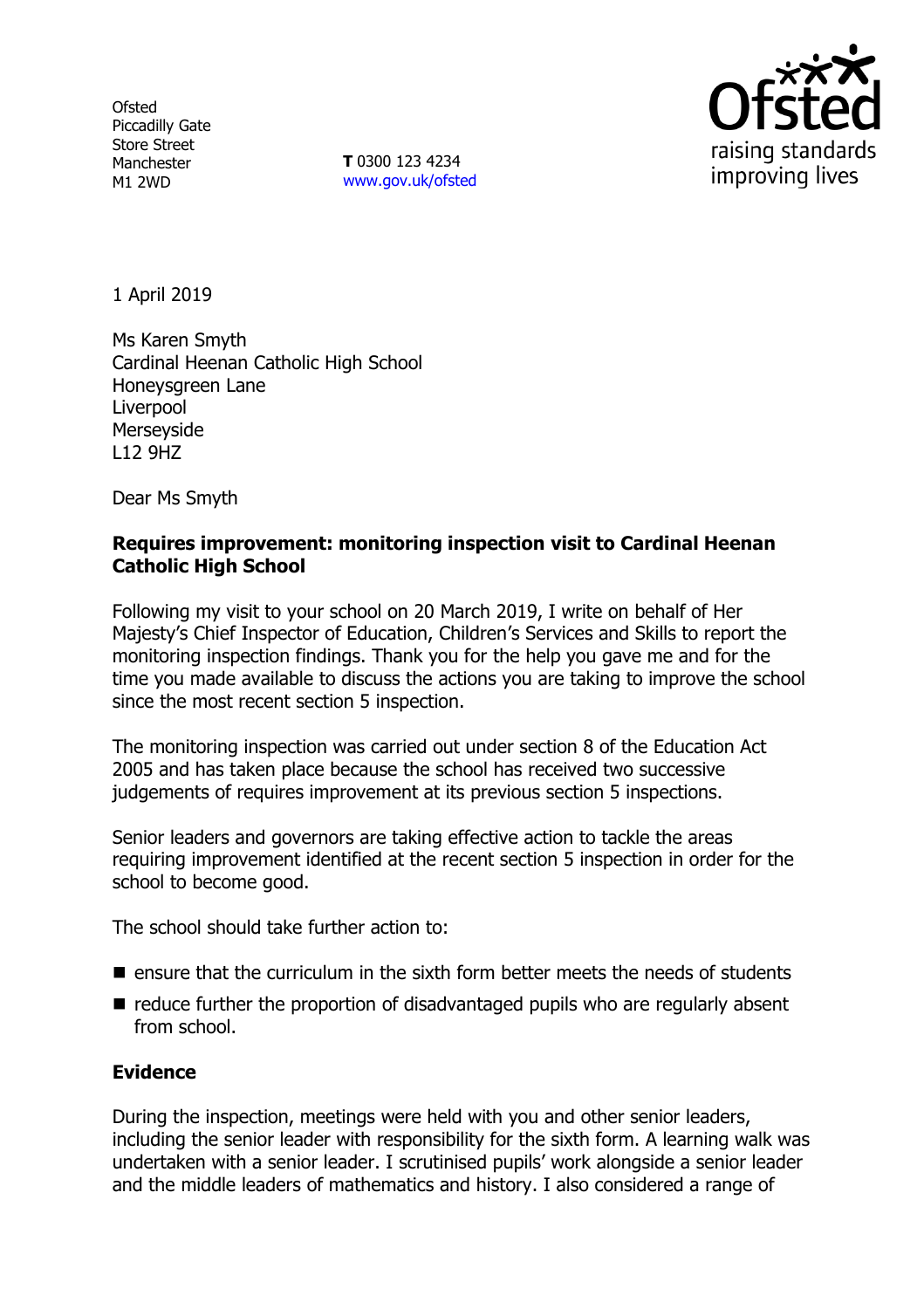Ofsted
Piccadilly Gate
Store Street
Manchester
M1 2WD

**T** 0300 123 4234
www.gov.uk/ofsted

1 April 2019

Ms Karen Smyth
Cardinal Heenan Catholic High School
Honeysgreen Lane
Liverpool
Merseyside
L12 9HZ

Dear Ms Smyth

**Requires improvement: monitoring inspection visit to Cardinal Heenan Catholic High School**

Following my visit to your school on 20 March 2019, I write on behalf of Her Majesty's Chief Inspector of Education, Children's Services and Skills to report the monitoring inspection findings. Thank you for the help you gave me and for the time you made available to discuss the actions you are taking to improve the school since the most recent section 5 inspection.

The monitoring inspection was carried out under section 8 of the Education Act 2005 and has taken place because the school has received two successive judgements of requires improvement at its previous section 5 inspections.

Senior leaders and governors are taking effective action to tackle the areas requiring improvement identified at the recent section 5 inspection in order for the school to become good.

The school should take further action to:

- ensure that the curriculum in the sixth form better meets the needs of students
- reduce further the proportion of disadvantaged pupils who are regularly absent from school.

**Evidence**

During the inspection, meetings were held with you and other senior leaders, including the senior leader with responsibility for the sixth form. A learning walk was undertaken with a senior leader. I scrutinised pupils' work alongside a senior leader and the middle leaders of mathematics and history. I also considered a range of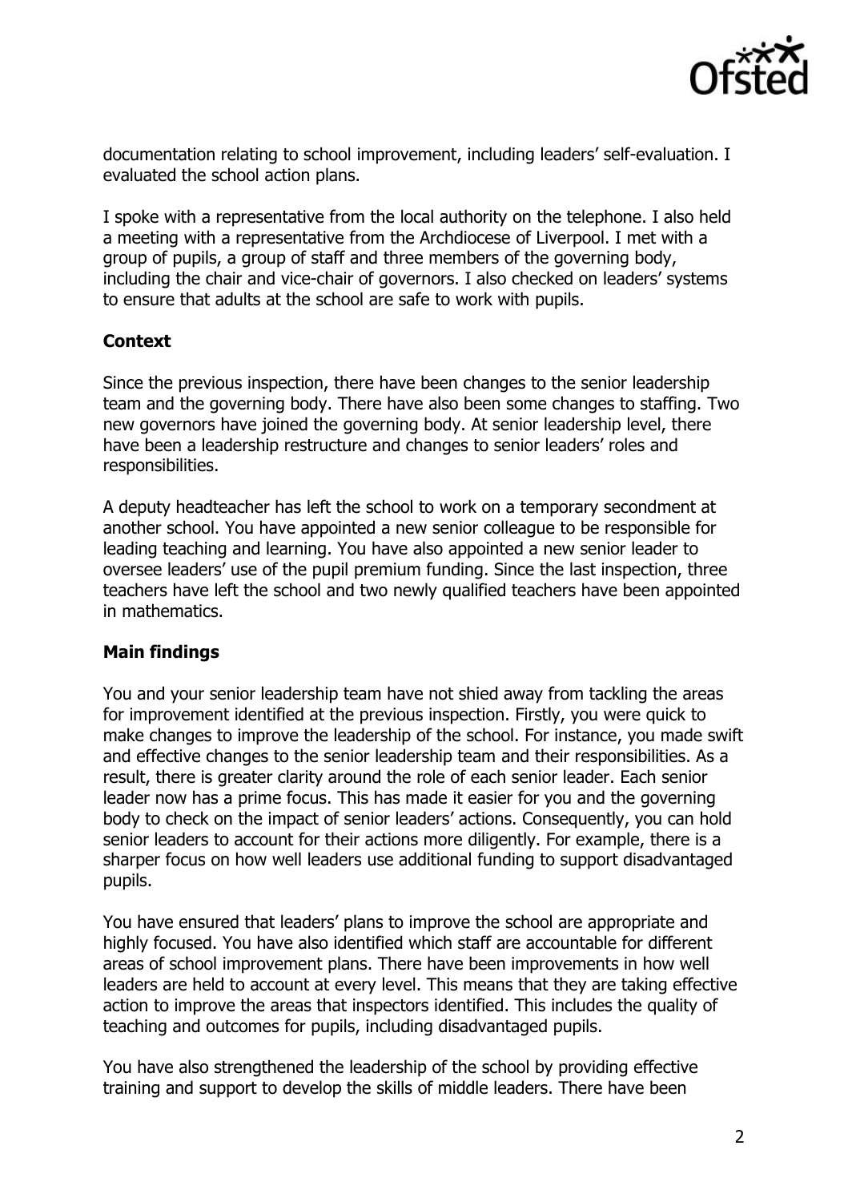documentation relating to school improvement, including leaders' self-evaluation. I evaluated the school action plans.

I spoke with a representative from the local authority on the telephone. I also held a meeting with a representative from the Archdiocese of Liverpool. I met with a group of pupils, a group of staff and three members of the governing body, including the chair and vice-chair of governors. I also checked on leaders' systems to ensure that adults at the school are safe to work with pupils.

**Context**

Since the previous inspection, there have been changes to the senior leadership team and the governing body. There have also been some changes to staffing. Two new governors have joined the governing body. At senior leadership level, there have been a leadership restructure and changes to senior leaders' roles and responsibilities.

A deputy headteacher has left the school to work on a temporary secondment at another school. You have appointed a new senior colleague to be responsible for leading teaching and learning. You have also appointed a new senior leader to oversee leaders' use of the pupil premium funding. Since the last inspection, three teachers have left the school and two newly qualified teachers have been appointed in mathematics.

**Main findings**

You and your senior leadership team have not shied away from tackling the areas for improvement identified at the previous inspection. Firstly, you were quick to make changes to improve the leadership of the school. For instance, you made swift and effective changes to the senior leadership team and their responsibilities. As a result, there is greater clarity around the role of each senior leader. Each senior leader now has a prime focus. This has made it easier for you and the governing body to check on the impact of senior leaders' actions. Consequently, you can hold senior leaders to account for their actions more diligently. For example, there is a sharper focus on how well leaders use additional funding to support disadvantaged pupils.

You have ensured that leaders' plans to improve the school are appropriate and highly focused. You have also identified which staff are accountable for different areas of school improvement plans. There have been improvements in how well leaders are held to account at every level. This means that they are taking effective action to improve the areas that inspectors identified. This includes the quality of teaching and outcomes for pupils, including disadvantaged pupils.

You have also strengthened the leadership of the school by providing effective training and support to develop the skills of middle leaders. There have been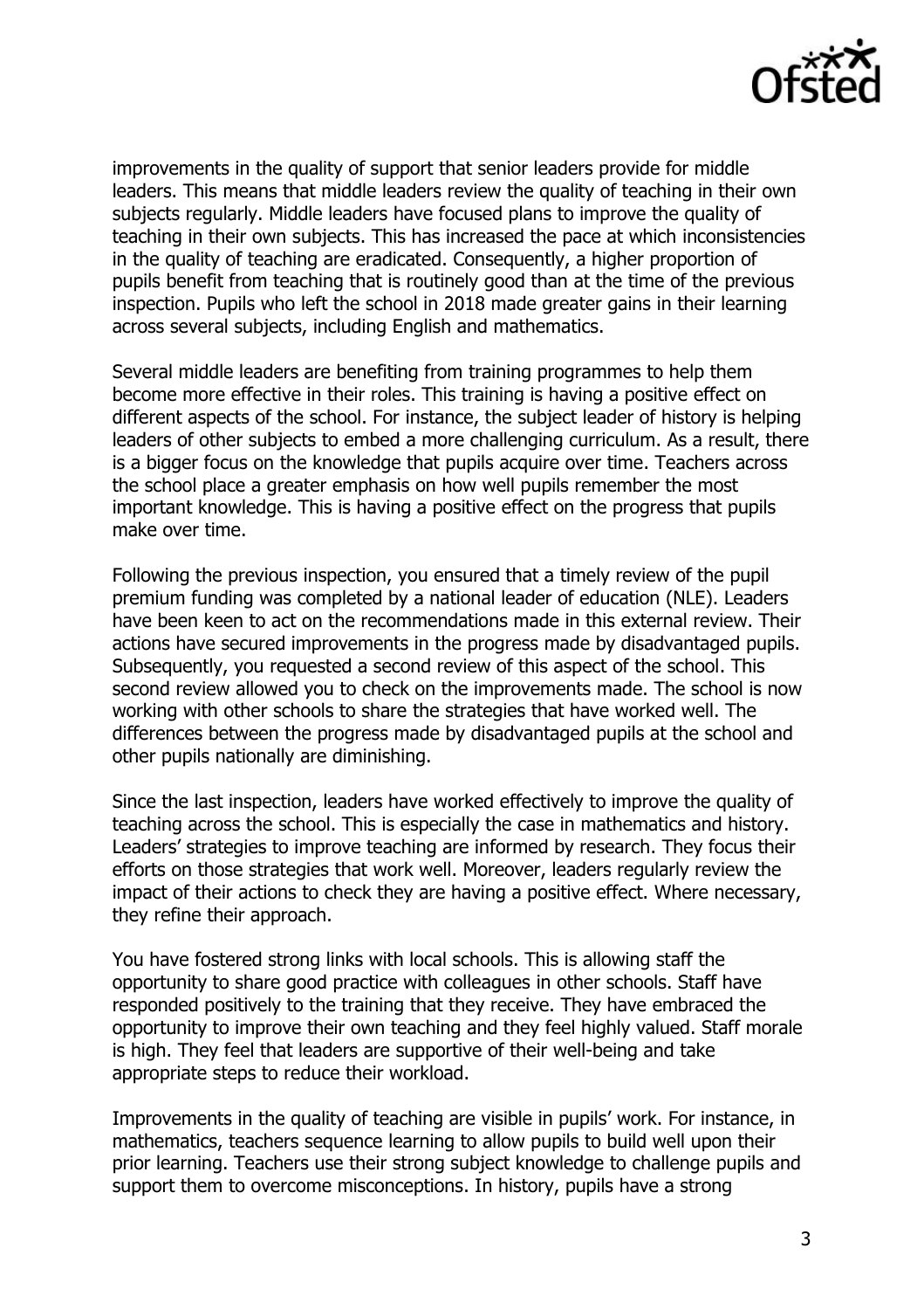improvements in the quality of support that senior leaders provide for middle leaders. This means that middle leaders review the quality of teaching in their own subjects regularly. Middle leaders have focused plans to improve the quality of teaching in their own subjects. This has increased the pace at which inconsistencies in the quality of teaching are eradicated. Consequently, a higher proportion of pupils benefit from teaching that is routinely good than at the time of the previous inspection. Pupils who left the school in 2018 made greater gains in their learning across several subjects, including English and mathematics.

Several middle leaders are benefiting from training programmes to help them become more effective in their roles. This training is having a positive effect on different aspects of the school. For instance, the subject leader of history is helping leaders of other subjects to embed a more challenging curriculum. As a result, there is a bigger focus on the knowledge that pupils acquire over time. Teachers across the school place a greater emphasis on how well pupils remember the most important knowledge. This is having a positive effect on the progress that pupils make over time.

Following the previous inspection, you ensured that a timely review of the pupil premium funding was completed by a national leader of education (NLE). Leaders have been keen to act on the recommendations made in this external review. Their actions have secured improvements in the progress made by disadvantaged pupils. Subsequently, you requested a second review of this aspect of the school. This second review allowed you to check on the improvements made. The school is now working with other schools to share the strategies that have worked well. The differences between the progress made by disadvantaged pupils at the school and other pupils nationally are diminishing.

Since the last inspection, leaders have worked effectively to improve the quality of teaching across the school. This is especially the case in mathematics and history. Leaders' strategies to improve teaching are informed by research. They focus their efforts on those strategies that work well. Moreover, leaders regularly review the impact of their actions to check they are having a positive effect. Where necessary, they refine their approach.

You have fostered strong links with local schools. This is allowing staff the opportunity to share good practice with colleagues in other schools. Staff have responded positively to the training that they receive. They have embraced the opportunity to improve their own teaching and they feel highly valued. Staff morale is high. They feel that leaders are supportive of their well-being and take appropriate steps to reduce their workload.

Improvements in the quality of teaching are visible in pupils' work. For instance, in mathematics, teachers sequence learning to allow pupils to build well upon their prior learning. Teachers use their strong subject knowledge to challenge pupils and support them to overcome misconceptions. In history, pupils have a strong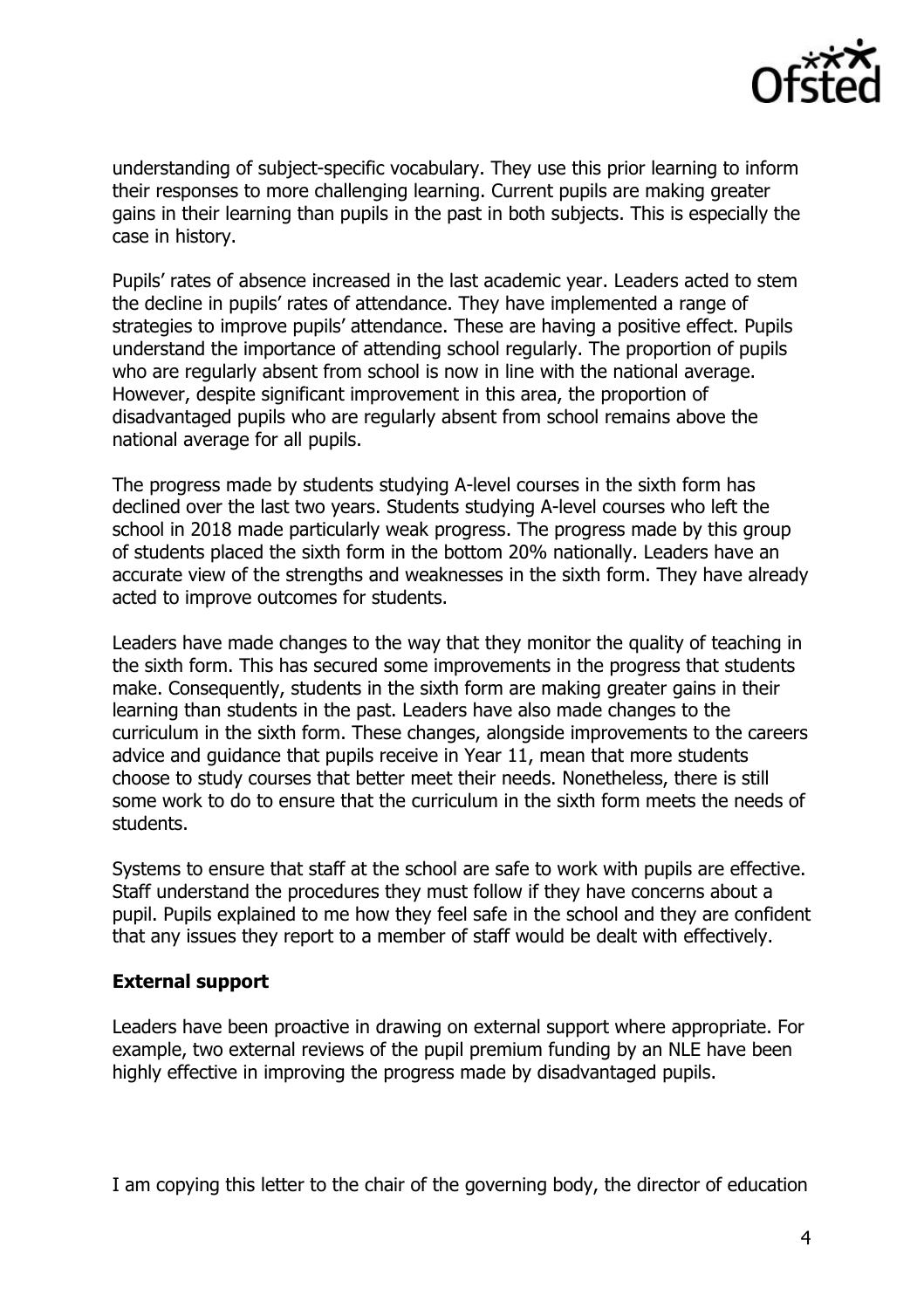understanding of subject-specific vocabulary. They use this prior learning to inform their responses to more challenging learning. Current pupils are making greater gains in their learning than pupils in the past in both subjects. This is especially the case in history.

Pupils' rates of absence increased in the last academic year. Leaders acted to stem the decline in pupils' rates of attendance. They have implemented a range of strategies to improve pupils' attendance. These are having a positive effect. Pupils understand the importance of attending school regularly. The proportion of pupils who are regularly absent from school is now in line with the national average. However, despite significant improvement in this area, the proportion of disadvantaged pupils who are regularly absent from school remains above the national average for all pupils.

The progress made by students studying A-level courses in the sixth form has declined over the last two years. Students studying A-level courses who left the school in 2018 made particularly weak progress. The progress made by this group of students placed the sixth form in the bottom 20% nationally. Leaders have an accurate view of the strengths and weaknesses in the sixth form. They have already acted to improve outcomes for students.

Leaders have made changes to the way that they monitor the quality of teaching in the sixth form. This has secured some improvements in the progress that students make. Consequently, students in the sixth form are making greater gains in their learning than students in the past. Leaders have also made changes to the curriculum in the sixth form. These changes, alongside improvements to the careers advice and guidance that pupils receive in Year 11, mean that more students choose to study courses that better meet their needs. Nonetheless, there is still some work to do to ensure that the curriculum in the sixth form meets the needs of students.

Systems to ensure that staff at the school are safe to work with pupils are effective. Staff understand the procedures they must follow if they have concerns about a pupil. Pupils explained to me how they feel safe in the school and they are confident that any issues they report to a member of staff would be dealt with effectively.

## External support

Leaders have been proactive in drawing on external support where appropriate. For example, two external reviews of the pupil premium funding by an NLE have been highly effective in improving the progress made by disadvantaged pupils.

I am copying this letter to the chair of the governing body, the director of education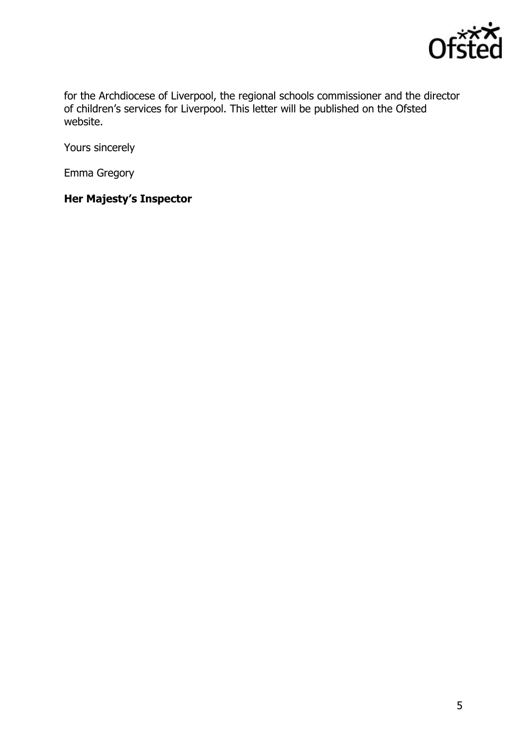for the Archdiocese of Liverpool, the regional schools commissioner and the director of children's services for Liverpool. This letter will be published on the Ofsted website.

Yours sincerely

Emma Gregory

**Her Majesty's Inspector**